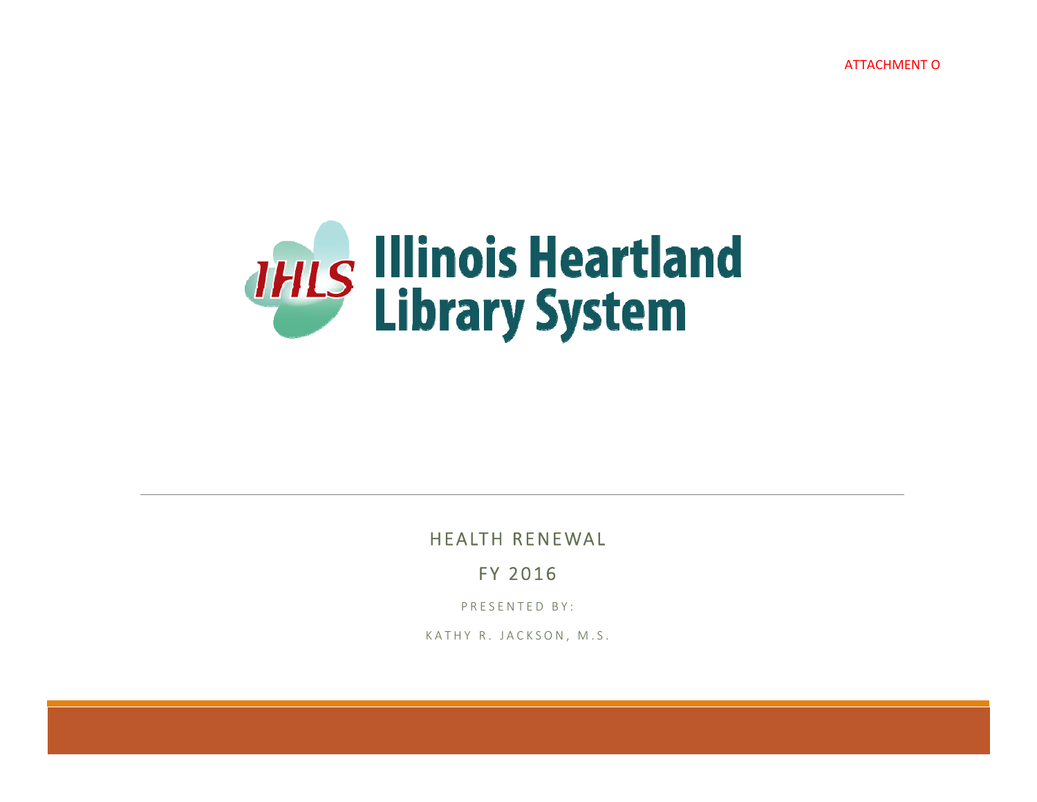ATTACHMENT O

# Illinois Heartland Library System

## HEALTH RENEWAL

## FY 2016

PRESENTED BY:

KATHY R. JACKSON, M.S.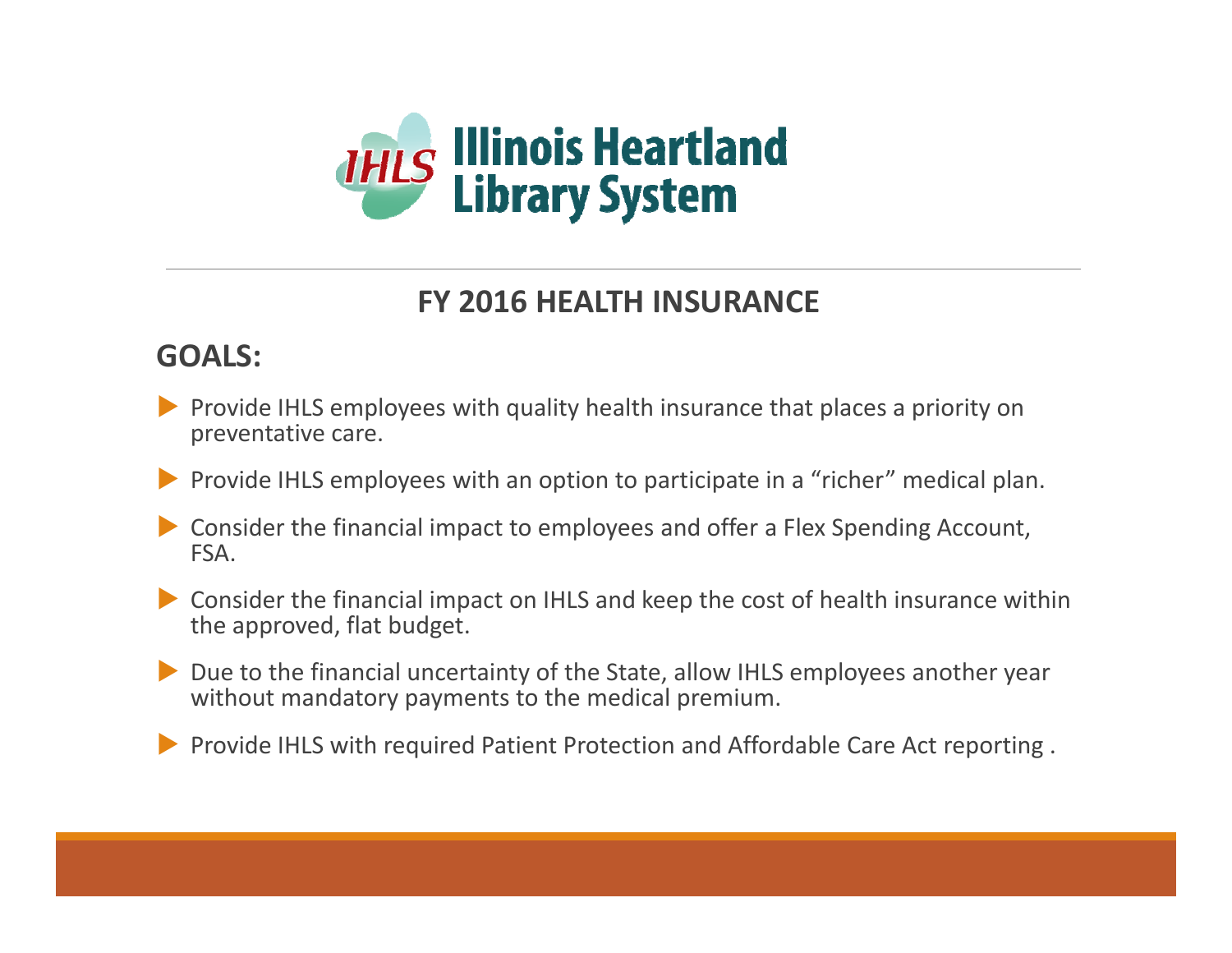# Illinois Heartland Library System

## FY 2016 HEALTH INSURANCE

### GOALS:

- Provide IHLS employees with quality health insurance that places a priority on preventative care.
- Provide IHLS employees with an option to participate in a "richer" medical plan.
- Consider the financial impact to employees and offer a Flex Spending Account, FSA.
- Consider the financial impact on IHLS and keep the cost of health insurance within the approved, flat budget.
- Due to the financial uncertainty of the State, allow IHLS employees another year without mandatory payments to the medical premium.
- Provide IHLS with required Patient Protection and Affordable Care Act reporting .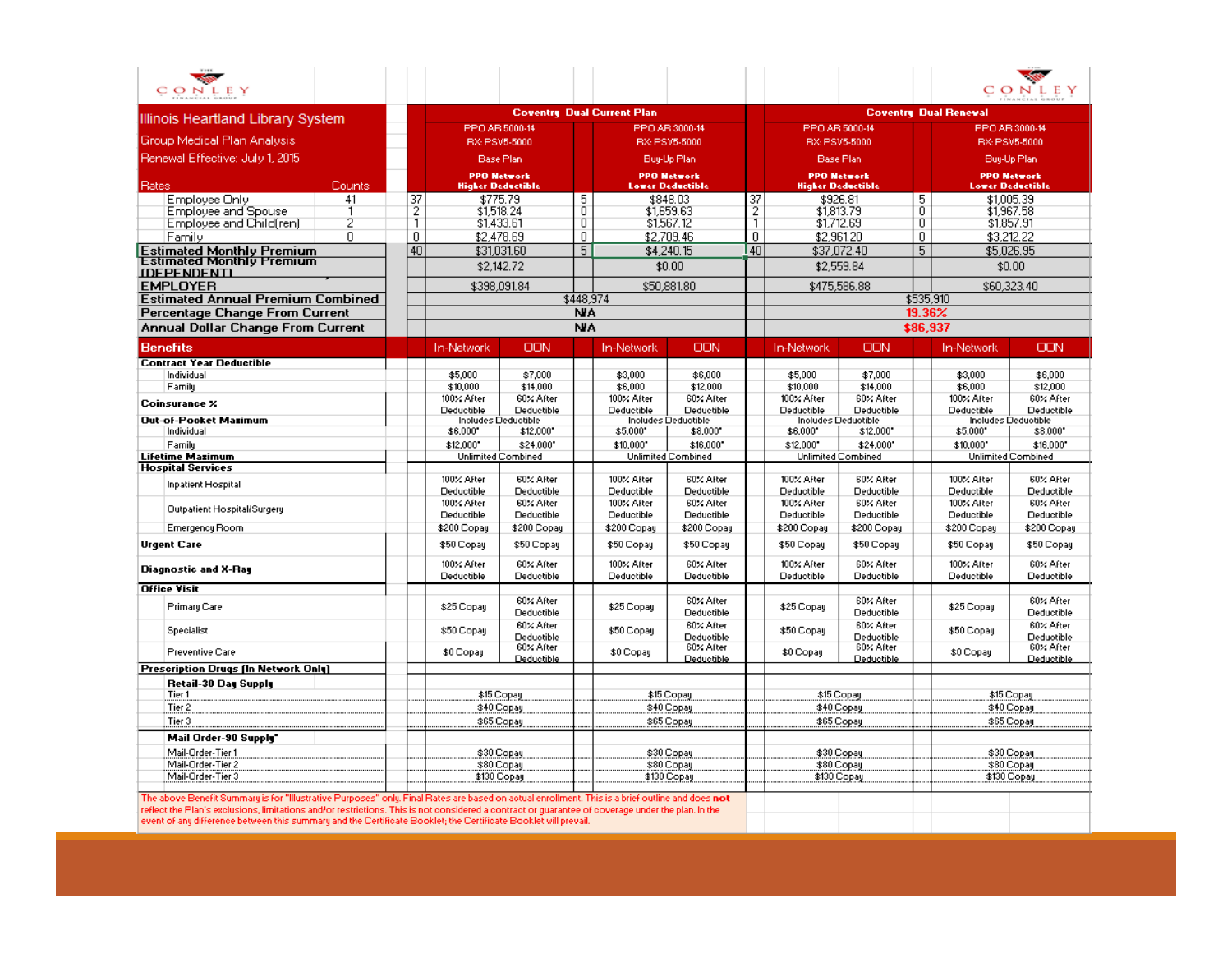# Illinois Heartland Library System

Group Medical Plan Analysis

Renewal Effective: July 1, 2015

| Rates | Counts | | Coventry Dual Current Plan | | | | Coventry Dual Renewal | | |
|---|---|---|---|---|---|---|---|---|---|
| | | | PPO AR 5000-14 RX: PSV5-5000 Base Plan PPO Network Higher Deductible | | PPO AR 3000-14 RX: PSV5-5000 Buy-Up Plan PPO Network Lower Deductible | | PPO AR 5000-14 RX: PSV5-5000 Base Plan PPO Network Higher Deductible | | PPO AR 3000-14 RX: PSV5-5000 Buy-Up Plan PPO Network Lower Deductible |
| Employee Only | 41 | 37 | $775.79 | 5 | $848.03 | 37 | $926.81 | 5 | $1,005.39 |
| Employee and Spouse | 1 | 2 | $1,518.24 | 0 | $1,659.63 | 2 | $1,813.79 | 0 | $1,967.58 |
| Employee and Child(ren) | 2 | 1 | $1,433.61 | 0 | $1,567.12 | 1 | $1,712.69 | 0 | $1,857.91 |
| Family | 0 | 0 | $2,478.69 | 0 | $2,709.46 | 0 | $2,961.20 | 0 | $3,212.22 |
| **Estimated Monthly Premium** | | 40 | $31,031.60 | 5 | $4,240.15 | 40 | $37,072.40 | 5 | $5,026.95 |
| **Estimated Monthly Premium (DEPENDENT)** | | | $2,142.72 | | $0.00 | | $2,559.84 | | $0.00 |
| **EMPLOYER** | | | $398,091.84 | | $50,881.80 | | $475,586.88 | | $60,323.40 |
| **Estimated Annual Premium Combined** | | | $448,974 | | | | $535,910 | | |
| **Percentage Change From Current** | | | N/A | | | | 19.36% | | |
| **Annual Dollar Change From Current** | | | N/A | | | | $86,937 | | |

| Benefits | Current Base In-Network | Current Base OON | Current Buy-Up In-Network | Current Buy-Up OON | Renewal Base In-Network | Renewal Base OON | Renewal Buy-Up In-Network | Renewal Buy-Up OON |
|---|---|---|---|---|---|---|---|---|
| **Contract Year Deductible** | | | | | | | | |
| Individual | $5,000 | $7,000 | $3,000 | $6,000 | $5,000 | $7,000 | $3,000 | $6,000 |
| Family | $10,000 | $14,000 | $6,000 | $12,000 | $10,000 | $14,000 | $6,000 | $12,000 |
| **Coinsurance %** | 100% After Deductible | 60% After Deductible | 100% After Deductible | 60% After Deductible | 100% After Deductible | 60% After Deductible | 100% After Deductible | 60% After Deductible |
| **Out-of-Pocket Maximum** | Includes Deductible | | Includes Deductible | | Includes Deductible | | Includes Deductible | |
| Individual | $6,000* | $12,000* | $5,000* | $8,000* | $6,000* | $12,000* | $5,000* | $8,000* |
| Family | $12,000* | $24,000* | $10,000* | $16,000* | $12,000* | $24,000* | $10,000* | $16,000* |
| **Lifetime Maximum** | Unlimited Combined | | Unlimited Combined | | Unlimited Combined | | Unlimited Combined | |
| **Hospital Services** | | | | | | | | |
| Inpatient Hospital | 100% After Deductible | 60% After Deductible | 100% After Deductible | 60% After Deductible | 100% After Deductible | 60% After Deductible | 100% After Deductible | 60% After Deductible |
| Outpatient Hospital/Surgery | 100% After Deductible | 60% After Deductible | 100% After Deductible | 60% After Deductible | 100% After Deductible | 60% After Deductible | 100% After Deductible | 60% After Deductible |
| Emergency Room | $200 Copay | $200 Copay | $200 Copay | $200 Copay | $200 Copay | $200 Copay | $200 Copay | $200 Copay |
| **Urgent Care** | $50 Copay | $50 Copay | $50 Copay | $50 Copay | $50 Copay | $50 Copay | $50 Copay | $50 Copay |
| **Diagnostic and X-Ray** | 100% After Deductible | 60% After Deductible | 100% After Deductible | 60% After Deductible | 100% After Deductible | 60% After Deductible | 100% After Deductible | 60% After Deductible |
| **Office Visit** | | | | | | | | |
| Primary Care | $25 Copay | 60% After Deductible | $25 Copay | 60% After Deductible | $25 Copay | 60% After Deductible | $25 Copay | 60% After Deductible |
| Specialist | $50 Copay | 60% After Deductible | $50 Copay | 60% After Deductible | $50 Copay | 60% After Deductible | $50 Copay | 60% After Deductible |
| Preventive Care | $0 Copay | 60% After Deductible | $0 Copay | 60% After Deductible | $0 Copay | 60% After Deductible | $0 Copay | 60% After Deductible |
| **Prescription Drugs (In Network Only)** | | | | | | | | |
| **Retail-30 Day Supply** | | | | | | | | |
| Tier 1 | $15 Copay | | $15 Copay | | $15 Copay | | $15 Copay | |
| Tier 2 | $40 Copay | | $40 Copay | | $40 Copay | | $40 Copay | |
| Tier 3 | $65 Copay | | $65 Copay | | $65 Copay | | $65 Copay | |
| **Mail Order-90 Supply*** | | | | | | | | |
| Mail-Order-Tier 1 | $30 Copay | | $30 Copay | | $30 Copay | | $30 Copay | |
| Mail-Order-Tier 2 | $80 Copay | | $80 Copay | | $80 Copay | | $80 Copay | |
| Mail-Order-Tier 3 | $130 Copay | | $130 Copay | | $130 Copay | | $130 Copay | |

The above Benefit Summary is for "Illustrative Purposes" only. Final Rates are based on actual enrollment. This is a brief outline and does **not** reflect the Plan's exclusions, limitations and/or restrictions. This is not considered a contract or guarantee of coverage under the plan. In the event of any difference between this summary and the Certificate Booklet, the Certificate Booklet will prevail.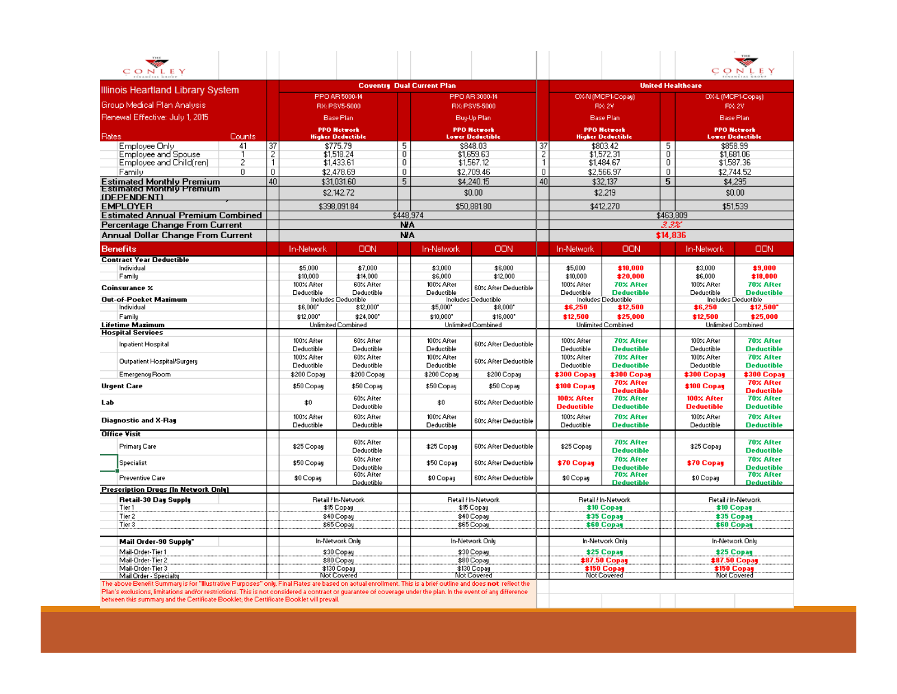# Illinois Heartland Library System

Group Medical Plan Analysis

Renewal Effective: July 1, 2015

| Rates | Counts | | Coventry Dual Current Plan | | | United Healthcare | | |
|---|---|---|---|---|---|---|---|---|
| | | | PPO AR 5000-14 RX: PSV5-5000 | | PPO AR 3000-14 RX: PSV5-5000 | | OX-N (MCP1-Copay) RX: 2V | | OX-L (MCP1-Copay) RX: 2V |
| | | | Base Plan | | Buy-Up Plan | | Base Plan | | Base Plan |
| | | | PPO Network Higher Deductible | | PPO Network Lower Deductible | | PPO Network Higher Deductible | | PPO Network Lower Deductible |
| Employee Only | 41 | 37 | $775.79 | 5 | $848.03 | 37 | $803.42 | 5 | $858.99 |
| Employee and Spouse | 1 | 2 | $1,518.24 | 0 | $1,659.63 | 2 | $1,572.31 | 0 | $1,681.06 |
| Employee and Child(ren) | 2 | 1 | $1,433.61 | 0 | $1,567.12 | 1 | $1,484.67 | 0 | $1,587.36 |
| Family | 0 | 0 | $2,478.69 | 0 | $2,709.46 | 0 | $2,566.97 | 0 | $2,744.52 |
| **Estimated Monthly Premium** | | 40 | $31,031.60 | 5 | $4,240.15 | 40 | $32,137 | 5 | $4,295 |
| **Estimated Monthly Premium (DEPENDENT)** | | | $2,142.72 | | $0.00 | | $2,219 | | $0.00 |
| **EMPLOYER** | | | $398,091.84 | | $50,881.80 | | $412,270 | | $51,539 |
| **Estimated Annual Premium Combined** | | | $448,974 | | | | $463,809 | | |
| **Percentage Change From Current** | | | N/A | | | | 3.3% | | |
| **Annual Dollar Change From Current** | | | N/A | | | | $14,836 | | |

| Benefits | In-Network | OON | In-Network | OON | In-Network | OON | In-Network | OON |
|---|---|---|---|---|---|---|---|---|
| **Contract Year Deductible** | | | | | | | | |
| Individual | $5,000 | $7,000 | $3,000 | $6,000 | $5,000 | $10,000 | $3,000 | $9,000 |
| Family | $10,000 | $14,000 | $6,000 | $12,000 | $10,000 | $20,000 | $6,000 | $18,000 |
| **Coinsurance %** | 100% After Deductible | 60% After Deductible | 100% After Deductible | 60% After Deductible | 100% After Deductible | 70% After Deductible | 100% After Deductible | 70% After Deductible |
| **Out-of-Pocket Maximum** | Includes Deductible | | Includes Deductible | | Includes Deductible | | Includes Deductible | |
| Individual | $6,000* | $12,000* | $5,000* | $8,000* | $6,250 | $12,500 | $6,250 | $12,500* |
| Family | $12,000* | $24,000* | $10,000* | $16,000* | $12,500 | $25,000 | $12,500 | $25,000 |
| **Lifetime Maximum** | Unlimited Combined | | Unlimited Combined | | Unlimited Combined | | Unlimited Combined | |
| **Hospital Services** | | | | | | | | |
| Inpatient Hospital | 100% After Deductible | 60% After Deductible | 100% After Deductible | 60% After Deductible | 100% After Deductible | 70% After Deductible | 100% After Deductible | 70% After Deductible |
| Outpatient Hospital/Surgery | 100% After Deductible | 60% After Deductible | 100% After Deductible | 60% After Deductible | 100% After Deductible | 70% After Deductible | 100% After Deductible | 70% After Deductible |
| Emergency Room | $200 Copay | $200 Copay | $200 Copay | $200 Copay | $300 Copay | $300 Copay | $300 Copay | $300 Copay |
| **Urgent Care** | $50 Copay | $50 Copay | $50 Copay | $50 Copay | $100 Copay | 70% After Deductible | $100 Copay | 70% After Deductible |
| **Lab** | $0 | 60% After Deductible | $0 | 60% After Deductible | 100% After Deductible | 70% After Deductible | 100% After Deductible | 70% After Deductible |
| **Diagnostic and X-Ray** | 100% After Deductible | 60% After Deductible | 100% After Deductible | 60% After Deductible | 100% After Deductible | 70% After Deductible | 100% After Deductible | 70% After Deductible |
| **Office Visit** | | | | | | | | |
| Primary Care | $25 Copay | 60% After Deductible | $25 Copay | 60% After Deductible | $25 Copay | 70% After Deductible | $25 Copay | 70% After Deductible |
| Specialist | $50 Copay | 60% After Deductible | $50 Copay | 60% After Deductible | $70 Copay | 70% After Deductible | $70 Copay | 70% After Deductible |
| Preventive Care | $0 Copay | 60% After Deductible | $0 Copay | 60% After Deductible | $0 Copay | 70% After Deductible | $0 Copay | 70% After Deductible |
| **Prescription Drugs (In Network Only)** | | | | | | | | |
| **Retail-30 Day Supply** | Retail / In-Network | | Retail / In-Network | | Retail / In-Network | | Retail / In-Network | |
| Tier 1 | $15 Copay | | $15 Copay | | $10 Copay | | $10 Copay | |
| Tier 2 | $40 Copay | | $40 Copay | | $35 Copay | | $35 Copay | |
| Tier 3 | $65 Copay | | $65 Copay | | $60 Copay | | $60 Copay | |
| **Mail Order-90 Supply*** | In-Network Only | | In-Network Only | | In-Network Only | | In-Network Only | |
| Mail-Order-Tier 1 | $30 Copay | | $30 Copay | | $25 Copay | | $25 Copay | |
| Mail-Order-Tier 2 | $80 Copay | | $80 Copay | | $87.50 Copay | | $87.50 Copay | |
| Mail-Order-Tier 3 | $130 Copay | | $130 Copay | | $150 Copay | | $150 Copay | |
| Mail Order - Specialty | Not Covered | | Not Covered | | Not Covered | | Not Covered | |

The above Benefit Summary is for "Illustrative Purposes" only. Final Rates are based on actual enrollment. This is a brief outline and does **not** reflect the Plan's exclusions, limitations and/or restrictions. This is not considered a contract or guarantee of coverage under the plan. In the event of any difference between this summary and the Certificate Booklet; the Certificate Booklet will prevail.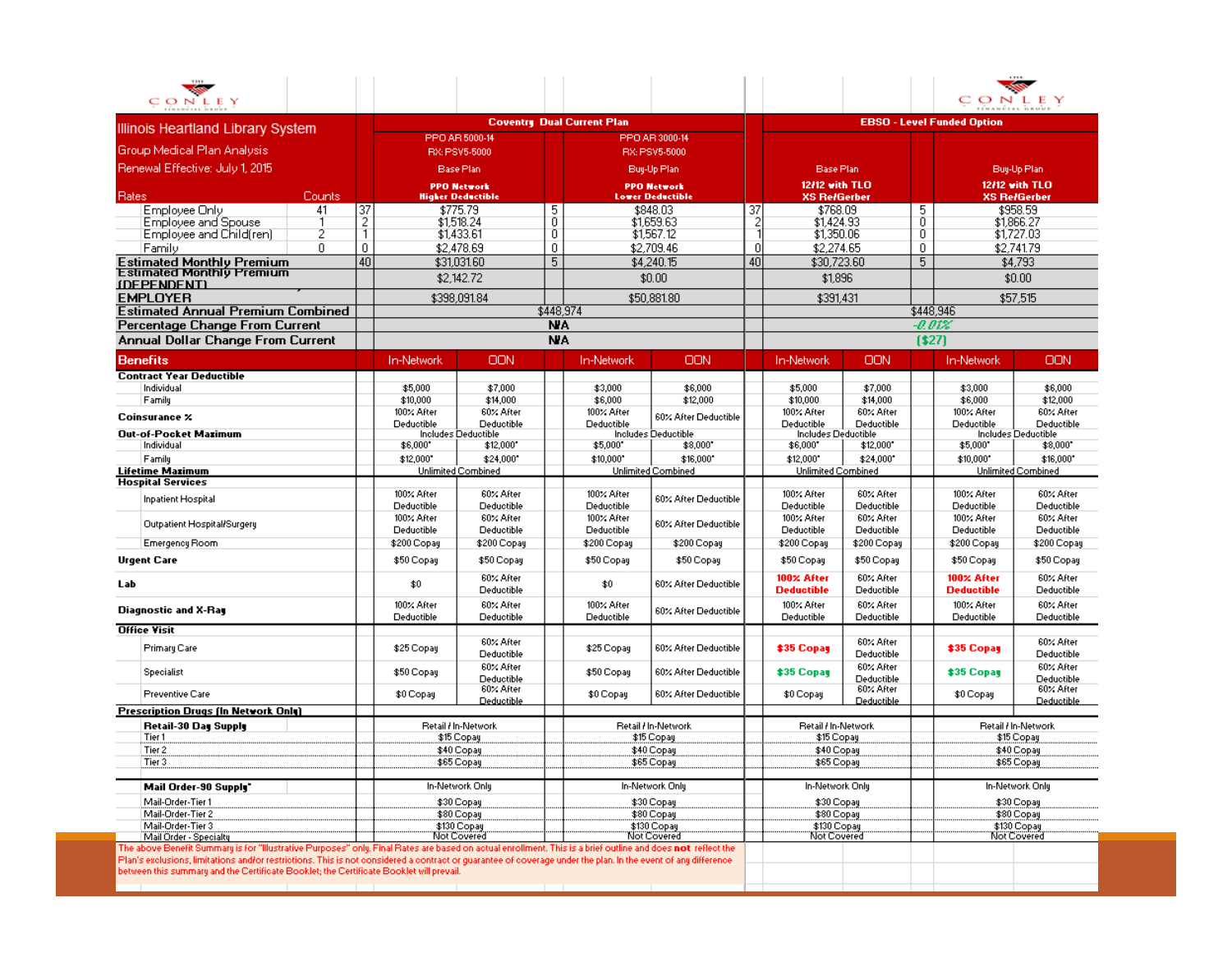| Illinois Heartland Library System<br>Group Medical Plan Analysis<br>Renewal Effective: July 1, 2015 | | | Coventry Dual Current Plan | | | | | | EBSO - Level Funded Option | | | | |
|---|---|---|---|---|---|---|---|---|---|---|---|---|---|
| | | | PPO AR 5000-14<br>RX: PSV5-5000 | | | PPO AR 3000-14<br>RX: PSV5-5000 | | | | | | | |
| | | | Base Plan | | | Buy-Up Plan | | | Base Plan | | | Buy-Up Plan | |
| Rates | Counts | | PPO Network<br>Higher Deductible | | | PPO Network<br>Lower Deductible | | | 12/12 with TLO<br>XS Re/Gerber | | | 12/12 with TLO<br>XS Re/Gerber | |
| Employee Only | 41 | 37 | $775.79 | | 5 | $848.03 | | 37 | $768.09 | | 5 | $958.59 | |
| Employee and Spouse | 1 | 2 | $1,518.24 | | 0 | $1,659.63 | | 2 | $1,424.93 | | 0 | $1,866.27 | |
| Employee and Child(ren) | 2 | 1 | $1,433.61 | | 0 | $1,567.12 | | 1 | $1,350.06 | | 0 | $1,727.03 | |
| Family | 0 | 0 | $2,478.69 | | 0 | $2,709.46 | | 0 | $2,274.65 | | 0 | $2,741.79 | |
| Estimated Monthly Premium | | 40 | $31,031.60 | | 5 | $4,240.15 | | 40 | $30,723.60 | | 5 | $4,793 | |
| Estimated Monthly Premium (DEPENDENT) | | | $2,142.72 | | | $0.00 | | | $1,896 | | | $0.00 | |
| EMPLOYER | | | $398,091.84 | | | $50,881.80 | | | $391,431 | | | $57,515 | |
| Estimated Annual Premium Combined | | | $448,974 | | | | | | $448,946 | | | | |
| Percentage Change From Current | | | N/A | | | | | | -0.01% | | | | |
| Annual Dollar Change From Current | | | N/A | | | | | | ($27) | | | | |
| **Benefits** | | | In-Network | OON | | In-Network | OON | | In-Network | OON | | In-Network | OON |
| **Contract Year Deductible** | | | | | | | | | | | | | |
| Individual | | | $5,000 | $7,000 | | $3,000 | $6,000 | | $5,000 | $7,000 | | $3,000 | $6,000 |
| Family | | | $10,000 | $14,000 | | $6,000 | $12,000 | | $10,000 | $14,000 | | $6,000 | $12,000 |
| **Coinsurance %** | | | 100% After Deductible | 60% After Deductible | | 100% After Deductible | 60% After Deductible | | 100% After Deductible | 60% After Deductible | | 100% After Deductible | 60% After Deductible |
| **Out-of-Pocket Maximum** | | | Includes Deductible | | | Includes Deductible | | | Includes Deductible | | | Includes Deductible | |
| Individual | | | $6,000* | $12,000* | | $5,000* | $8,000* | | $6,000* | $12,000* | | $5,000* | $8,000* |
| Family | | | $12,000* | $24,000* | | $10,000* | $16,000* | | $12,000* | $24,000* | | $10,000* | $16,000* |
| **Lifetime Maximum** | | | Unlimited Combined | | | Unlimited Combined | | | Unlimited Combined | | | Unlimited Combined | |
| **Hospital Services** | | | | | | | | | | | | | |
| Inpatient Hospital | | | 100% After Deductible | 60% After Deductible | | 100% After Deductible | 60% After Deductible | | 100% After Deductible | 60% After Deductible | | 100% After Deductible | 60% After Deductible |
| Outpatient Hospital/Surgery | | | 100% After Deductible | 60% After Deductible | | 100% After Deductible | 60% After Deductible | | 100% After Deductible | 60% After Deductible | | 100% After Deductible | 60% After Deductible |
| Emergency Room | | | $200 Copay | $200 Copay | | $200 Copay | $200 Copay | | $200 Copay | $200 Copay | | $200 Copay | $200 Copay |
| **Urgent Care** | | | $50 Copay | $50 Copay | | $50 Copay | $50 Copay | | $50 Copay | $50 Copay | | $50 Copay | $50 Copay |
| **Lab** | | | $0 | 60% After Deductible | | $0 | 60% After Deductible | | **100% After Deductible** | 60% After Deductible | | **100% After Deductible** | 60% After Deductible |
| **Diagnostic and X-Ray** | | | 100% After Deductible | 60% After Deductible | | 100% After Deductible | 60% After Deductible | | 100% After Deductible | 60% After Deductible | | 100% After Deductible | 60% After Deductible |
| **Office Visit** | | | | | | | | | | | | | |
| Primary Care | | | $25 Copay | 60% After Deductible | | $25 Copay | 60% After Deductible | | **$35 Copay** | 60% After Deductible | | **$35 Copay** | 60% After Deductible |
| Specialist | | | $50 Copay | 60% After Deductible | | $50 Copay | 60% After Deductible | | **$35 Copay** | 60% After Deductible | | **$35 Copay** | 60% After Deductible |
| Preventive Care | | | $0 Copay | 60% After Deductible | | $0 Copay | 60% After Deductible | | $0 Copay | 60% After Deductible | | $0 Copay | 60% After Deductible |
| **Prescription Drugs (In Network Only)** | | | | | | | | | | | | | |
| **Retail-30 Day Supply** | | | Retail / In-Network | | | Retail / In-Network | | | Retail / In-Network | | | Retail / In-Network | |
| Tier 1 | | | $15 Copay | | | $15 Copay | | | $15 Copay | | | $15 Copay | |
| Tier 2 | | | $40 Copay | | | $40 Copay | | | $40 Copay | | | $40 Copay | |
| Tier 3 | | | $65 Copay | | | $65 Copay | | | $65 Copay | | | $65 Copay | |
| **Mail Order-90 Supply*** | | | In-Network Only | | | In-Network Only | | | In-Network Only | | | In-Network Only | |
| Mail-Order-Tier 1 | | | $30 Copay | | | $30 Copay | | | $30 Copay | | | $30 Copay | |
| Mail-Order-Tier 2 | | | $80 Copay | | | $80 Copay | | | $80 Copay | | | $80 Copay | |
| Mail-Order-Tier 3 | | | $130 Copay | | | $130 Copay | | | $130 Copay | | | $130 Copay | |
| Mail Order - Specialty | | | Not Covered | | | Not Covered | | | Not Covered | | | Not Covered | |

The above Benefit Summary is for "Illustrative Purposes" only. Final Rates are based on actual enrollment. This is a brief outline and does **not** reflect the Plan's exclusions, limitations and/or restrictions. This is not considered a contract or guarantee of coverage under the plan. In the event of any difference between this summary and the Certificate Booklet; the Certificate Booklet will prevail.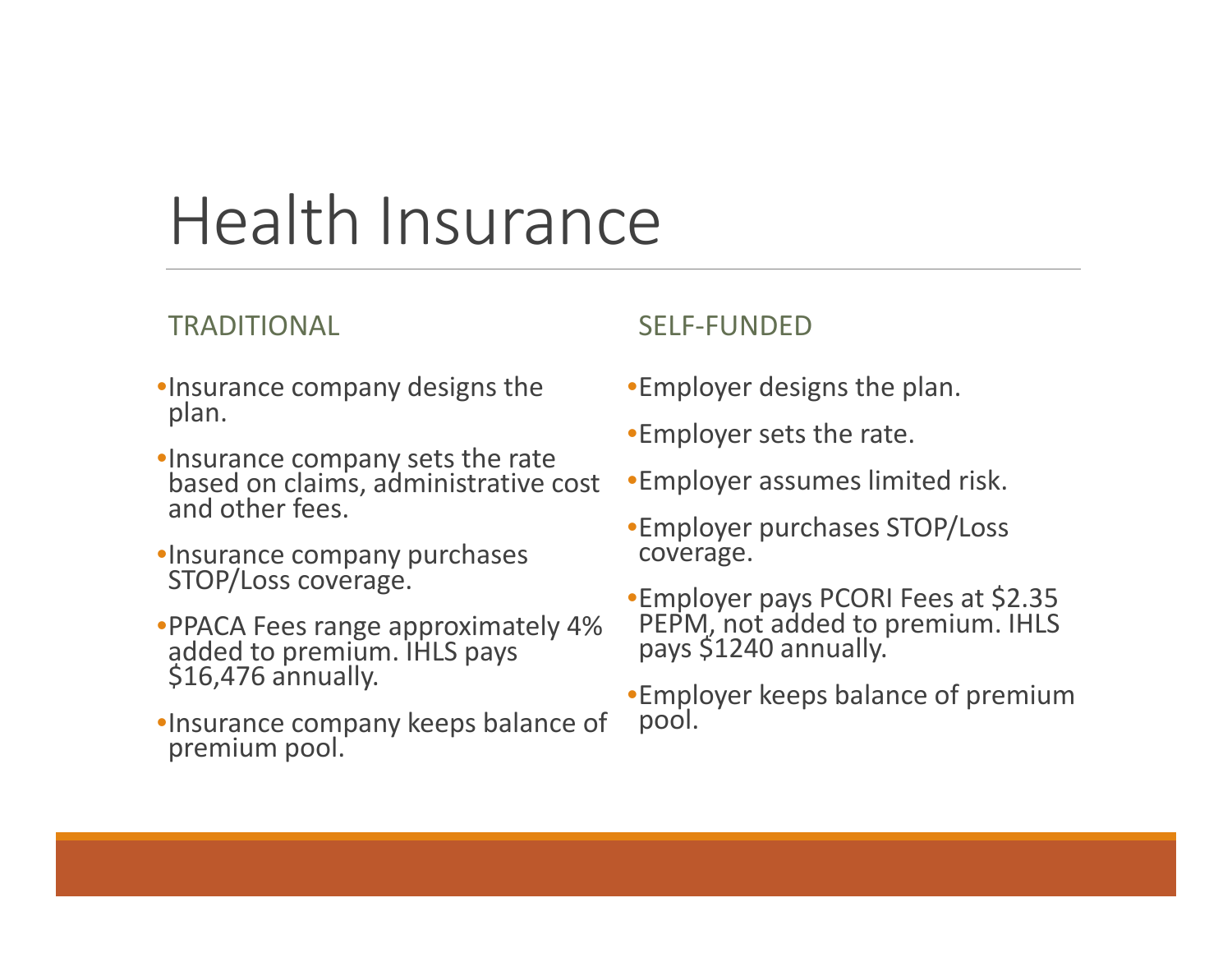# Health Insurance

## TRADITIONAL

- Insurance company designs the plan.
- Insurance company sets the rate based on claims, administrative cost and other fees.
- Insurance company purchases STOP/Loss coverage.
- PPACA Fees range approximately 4% added to premium. IHLS pays $16,476 annually.
- Insurance company keeps balance of premium pool.

## SELF-FUNDED

- Employer designs the plan.
- Employer sets the rate.
- Employer assumes limited risk.
- Employer purchases STOP/Loss coverage.
- Employer pays PCORI Fees at $2.35 PEPM, not added to premium. IHLS pays $1240 annually.
- Employer keeps balance of premium pool.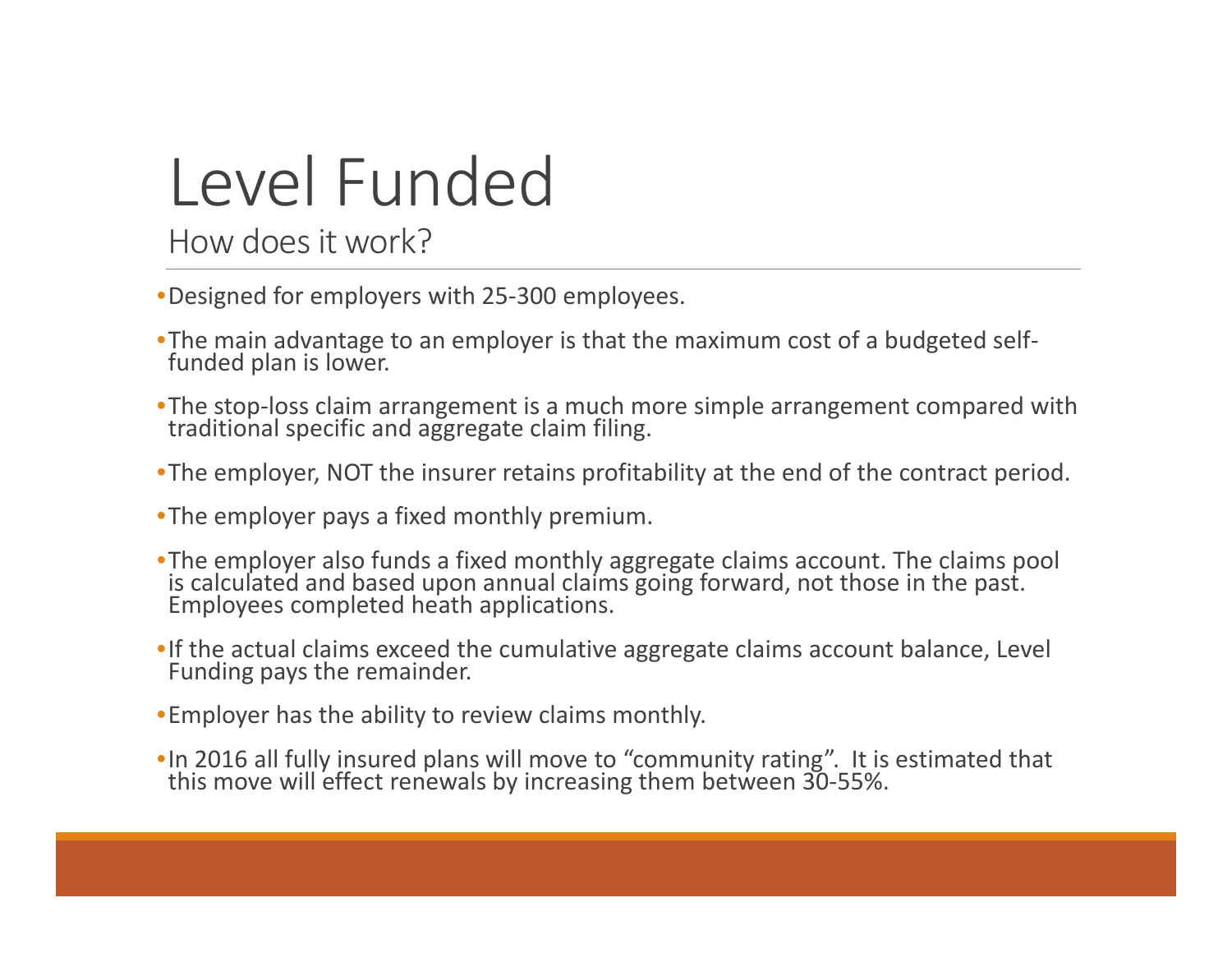# Level Funded

## How does it work?

- Designed for employers with 25-300 employees.
- The main advantage to an employer is that the maximum cost of a budgeted self-funded plan is lower.
- The stop-loss claim arrangement is a much more simple arrangement compared with traditional specific and aggregate claim filing.
- The employer, NOT the insurer retains profitability at the end of the contract period.
- The employer pays a fixed monthly premium.
- The employer also funds a fixed monthly aggregate claims account. The claims pool is calculated and based upon annual claims going forward, not those in the past. Employees completed heath applications.
- If the actual claims exceed the cumulative aggregate claims account balance, Level Funding pays the remainder.
- Employer has the ability to review claims monthly.
- In 2016 all fully insured plans will move to "community rating". It is estimated that this move will effect renewals by increasing them between 30-55%.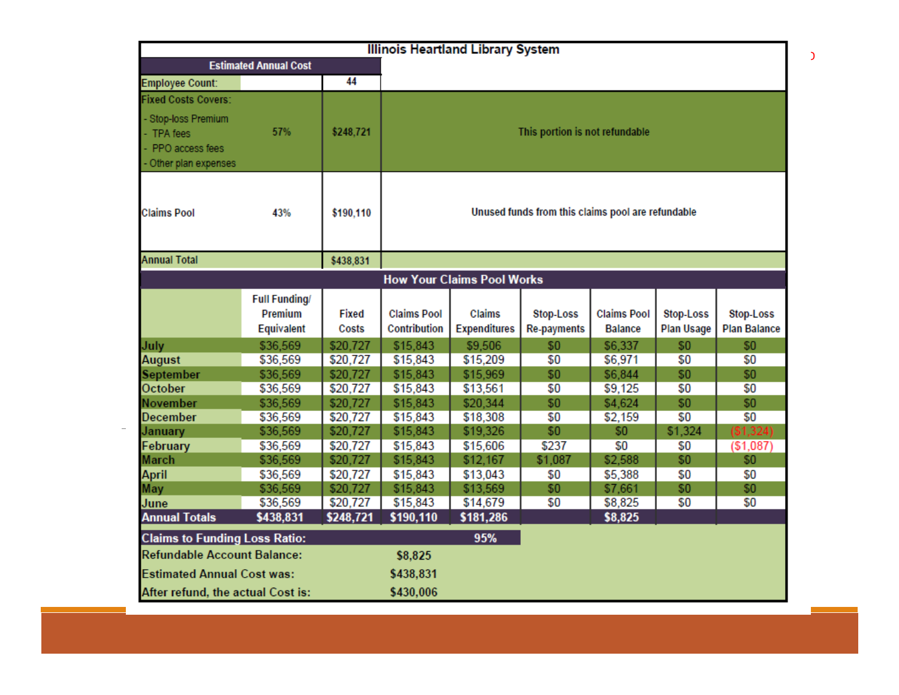## Illinois Heartland Library System

| Estimated Annual Cost | | | |
|---|---|---|---|
| Employee Count: | | 44 | |
| Fixed Costs Covers:<br>- Stop-loss Premium<br>- TPA fees<br>- PPO access fees<br>- Other plan expenses | 57% | $248,721 | This portion is not refundable |
| Claims Pool | 43% | $190,110 | Unused funds from this claims pool are refundable |
| Annual Total | | $438,831 | |

### How Your Claims Pool Works

| | Full Funding/ Premium Equivalent | Fixed Costs | Claims Pool Contribution | Claims Expenditures | Stop-Loss Re-payments | Claims Pool Balance | Stop-Loss Plan Usage | Stop-Loss Plan Balance |
|---|---|---|---|---|---|---|---|---|
| July | $36,569 | $20,727 | $15,843 | $9,506 | $0 | $6,337 | $0 | $0 |
| August | $36,569 | $20,727 | $15,843 | $15,209 | $0 | $6,971 | $0 | $0 |
| September | $36,569 | $20,727 | $15,843 | $15,969 | $0 | $6,844 | $0 | $0 |
| October | $36,569 | $20,727 | $15,843 | $13,561 | $0 | $9,125 | $0 | $0 |
| November | $36,569 | $20,727 | $15,843 | $20,344 | $0 | $4,624 | $0 | $0 |
| December | $36,569 | $20,727 | $15,843 | $18,308 | $0 | $2,159 | $0 | $0 |
| January | $36,569 | $20,727 | $15,843 | $19,326 | $0 | $0 | $1,324 | ($1,324) |
| February | $36,569 | $20,727 | $15,843 | $15,606 | $237 | $0 | $0 | ($1,087) |
| March | $36,569 | $20,727 | $15,843 | $12,167 | $1,087 | $2,588 | $0 | $0 |
| April | $36,569 | $20,727 | $15,843 | $13,043 | $0 | $5,388 | $0 | $0 |
| May | $36,569 | $20,727 | $15,843 | $13,569 | $0 | $7,661 | $0 | $0 |
| June | $36,569 | $20,727 | $15,843 | $14,679 | $0 | $8,825 | $0 | $0 |
| **Annual Totals** | **$438,831** | **$248,721** | **$190,110** | **$181,286** | | **$8,825** | | |

| | |
|---|---|
| **Claims to Funding Loss Ratio:** | **95%** |
| Refundable Account Balance: | $8,825 |
| Estimated Annual Cost was: | $438,831 |
| After refund, the actual Cost is: | $430,006 |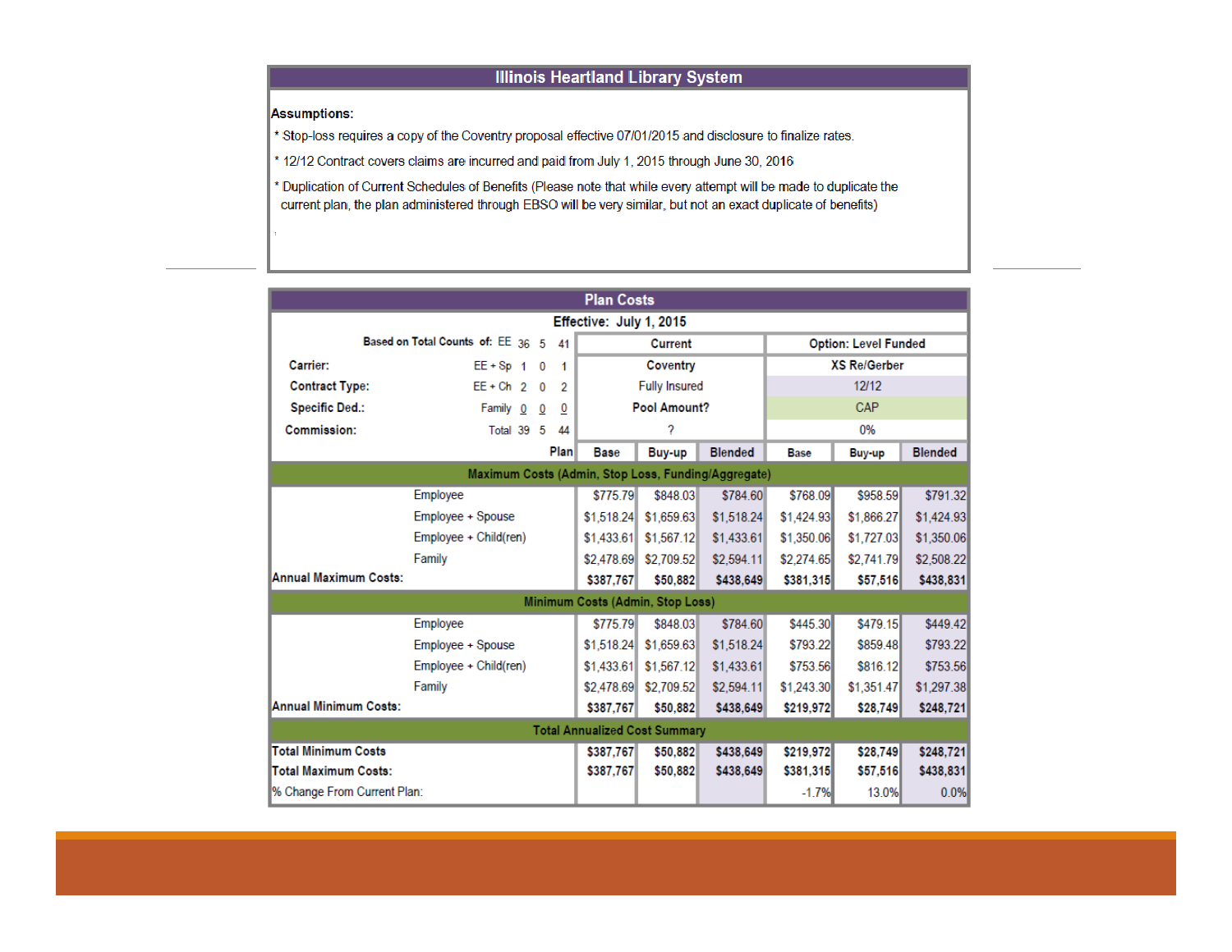# Illinois Heartland Library System

**Assumptions:**

* Stop-loss requires a copy of the Coventry proposal effective 07/01/2015 and disclosure to finalize rates.
* 12/12 Contract covers claims are incurred and paid from July 1, 2015 through June 30, 2016
* Duplication of Current Schedules of Benefits (Please note that while every attempt will be made to duplicate the current plan, the plan administered through EBSO will be very similar, but not an exact duplicate of benefits)

## Plan Costs

**Effective: July 1, 2015**

| Based on Total Counts of: | | | | | Current | | | Option: Level Funded | | |
|---|---|---|---|---|---|---|---|---|---|---|
| | EE | 36 | 5 | 41 | Current | | | Option: Level Funded | | |
| Carrier: | EE + Sp | 1 | 0 | 1 | Coventry | | | XS Re/Gerber | | |
| Contract Type: | EE + Ch | 2 | 0 | 2 | Fully Insured | | | 12/12 | | |
| Specific Ded.: | Family | 0 | 0 | 0 | Pool Amount? | | | CAP | | |
| Commission: | Total | 39 | 5 | 44 | ? | | | 0% | | |
| | | | | Plan | Base | Buy-up | Blended | Base | Buy-up | Blended |
| **Maximum Costs (Admin, Stop Loss, Funding/Aggregate)** | | | | | | | | | | |
| Employee | | | | | $775.79 | $848.03 | $784.60 | $768.09 | $958.59 | $791.32 |
| Employee + Spouse | | | | | $1,518.24 | $1,659.63 | $1,518.24 | $1,424.93 | $1,866.27 | $1,424.93 |
| Employee + Child(ren) | | | | | $1,433.61 | $1,567.12 | $1,433.61 | $1,350.06 | $1,727.03 | $1,350.06 |
| Family | | | | | $2,478.69 | $2,709.52 | $2,594.11 | $2,274.65 | $2,741.79 | $2,508.22 |
| **Annual Maximum Costs:** | | | | | **$387,767** | **$50,882** | **$438,649** | **$381,315** | **$57,516** | **$438,831** |
| **Minimum Costs (Admin, Stop Loss)** | | | | | | | | | | |
| Employee | | | | | $775.79 | $848.03 | $784.60 | $445.30 | $479.15 | $449.42 |
| Employee + Spouse | | | | | $1,518.24 | $1,659.63 | $1,518.24 | $793.22 | $859.48 | $793.22 |
| Employee + Child(ren) | | | | | $1,433.61 | $1,567.12 | $1,433.61 | $753.56 | $816.12 | $753.56 |
| Family | | | | | $2,478.69 | $2,709.52 | $2,594.11 | $1,243.30 | $1,351.47 | $1,297.38 |
| **Annual Minimum Costs:** | | | | | **$387,767** | **$50,882** | **$438,649** | **$219,972** | **$28,749** | **$248,721** |
| **Total Annualized Cost Summary** | | | | | | | | | | |
| **Total Minimum Costs** | | | | | $387,767 | $50,882 | $438,649 | $219,972 | $28,749 | $248,721 |
| **Total Maximum Costs:** | | | | | $387,767 | $50,882 | $438,649 | $381,315 | $57,516 | $438,831 |
| % Change From Current Plan: | | | | | | | | -1.7% | 13.0% | 0.0% |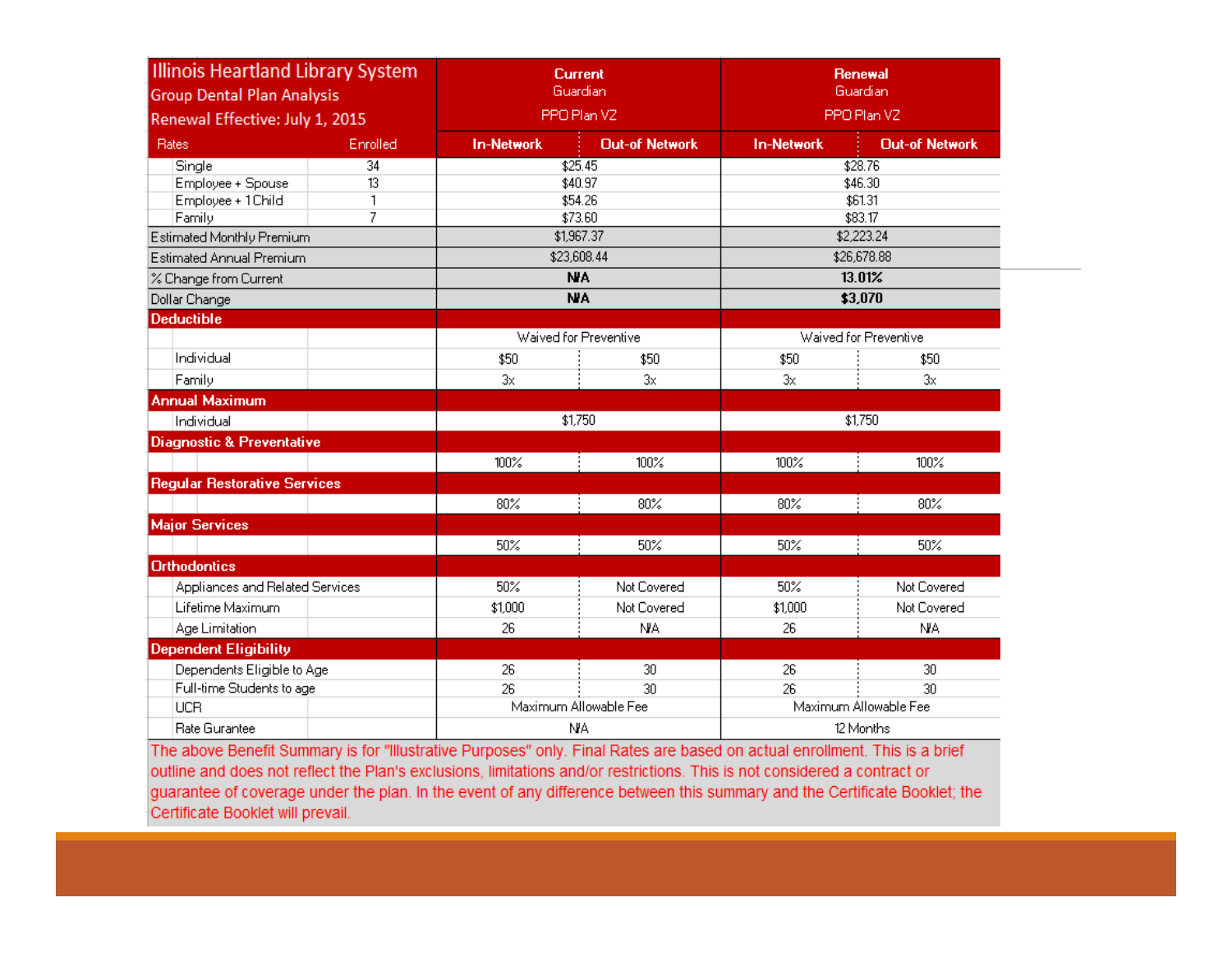| Illinois Heartland Library System<br>Group Dental Plan Analysis<br>Renewal Effective: July 1, 2015 | | Current<br>Guardian<br>PPO Plan VZ | | Renewal<br>Guardian<br>PPO Plan VZ | |
|---|---|---|---|---|---|
| **Rates** | **Enrolled** | **In-Network** | **Out-of Network** | **In-Network** | **Out-of Network** |
| Single | 34 | $25.45 | | $28.76 | |
| Employee + Spouse | 13 | $40.97 | | $46.30 | |
| Employee + 1 Child | 1 | $54.26 | | $61.31 | |
| Family | 7 | $73.60 | | $83.17 | |
| Estimated Monthly Premium | | $1,967.37 | | $2,223.24 | |
| Estimated Annual Premium | | $23,608.44 | | $26,678.88 | |
| % Change from Current | | **N/A** | | **13.01%** | |
| Dollar Change | | **N/A** | | **$3,070** | |
| **Deductible** | | | | | |
| | | Waived for Preventive | | Waived for Preventive | |
| Individual | | $50 | $50 | $50 | $50 |
| Family | | 3x | 3x | 3x | 3x |
| **Annual Maximum** | | | | | |
| Individual | | $1,750 | | $1,750 | |
| **Diagnostic & Preventative** | | | | | |
| | | 100% | 100% | 100% | 100% |
| **Regular Restorative Services** | | | | | |
| | | 80% | 80% | 80% | 80% |
| **Major Services** | | | | | |
| | | 50% | 50% | 50% | 50% |
| **Orthodontics** | | | | | |
| Appliances and Related Services | | 50% | Not Covered | 50% | Not Covered |
| Lifetime Maximum | | $1,000 | Not Covered | $1,000 | Not Covered |
| Age Limitation | | 26 | N/A | 26 | N/A |
| **Dependent Eligibility** | | | | | |
| Dependents Eligible to Age | | 26 | 30 | 26 | 30 |
| Full-time Students to age | | 26 | 30 | 26 | 30 |
| UCR | | Maximum Allowable Fee | | Maximum Allowable Fee | |
| Rate Gurantee | | N/A | | 12 Months | |

The above Benefit Summary is for "Illustrative Purposes" only. Final Rates are based on actual enrollment. This is a brief outline and does not reflect the Plan's exclusions, limitations and/or restrictions. This is not considered a contract or guarantee of coverage under the plan. In the event of any difference between this summary and the Certificate Booklet; the Certificate Booklet will prevail.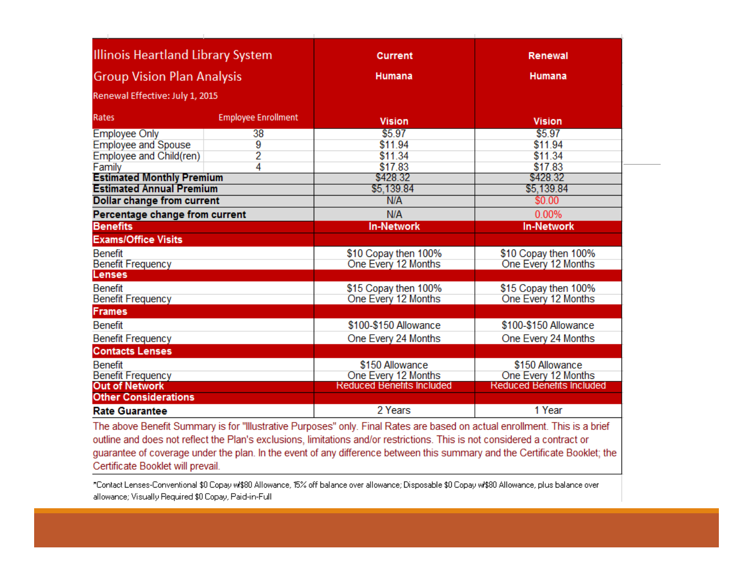| Illinois Heartland Library System<br>Group Vision Plan Analysis<br>Renewal Effective: July 1, 2015 | | Current<br>Humana | Renewal<br>Humana |
|---|---|---|---|
| Rates | Employee Enrollment | Vision | Vision |
| Employee Only | 38 | $5.97 | $5.97 |
| Employee and Spouse | 9 | $11.94 | $11.94 |
| Employee and Child(ren) | 2 | $11.34 | $11.34 |
| Family | 4 | $17.83 | $17.83 |
| **Estimated Monthly Premium** | | $428.32 | $428.32 |
| **Estimated Annual Premium** | | $5,139.84 | $5,139.84 |
| **Dollar change from current** | | N/A | $0.00 |
| **Percentage change from current** | | N/A | 0.00% |
| **Benefits** | | **In-Network** | **In-Network** |
| **Exams/Office Visits** | | | |
| Benefit | | $10 Copay then 100% | $10 Copay then 100% |
| Benefit Frequency | | One Every 12 Months | One Every 12 Months |
| **Lenses** | | | |
| Benefit | | $15 Copay then 100% | $15 Copay then 100% |
| Benefit Frequency | | One Every 12 Months | One Every 12 Months |
| **Frames** | | | |
| Benefit | | $100-$150 Allowance | $100-$150 Allowance |
| Benefit Frequency | | One Every 24 Months | One Every 24 Months |
| **Contacts Lenses** | | | |
| Benefit | | $150 Allowance | $150 Allowance |
| Benefit Frequency | | One Every 12 Months | One Every 12 Months |
| **Out of Network** | | Reduced Benefits Included | Reduced Benefits Included |
| **Other Considerations** | | | |
| **Rate Guarantee** | | 2 Years | 1 Year |

The above Benefit Summary is for "Illustrative Purposes" only. Final Rates are based on actual enrollment. This is a brief outline and does not reflect the Plan's exclusions, limitations and/or restrictions. This is not considered a contract or guarantee of coverage under the plan. In the event of any difference between this summary and the Certificate Booklet; the Certificate Booklet will prevail.

*Contact Lenses-Conventional $0 Copay w/$80 Allowance, 15% off balance over allowance; Disposable $0 Copay w/$80 Allowance, plus balance over allowance; Visually Required $0 Copay, Paid-in-Full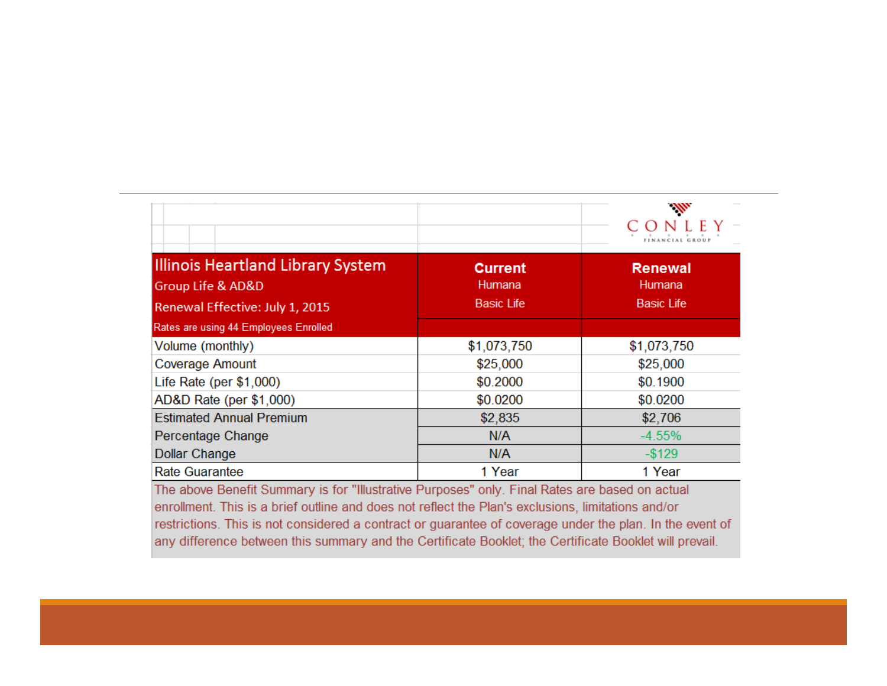| Illinois Heartland Library System<br>Group Life & AD&D<br>Renewal Effective: July 1, 2015<br>Rates are using 44 Employees Enrolled | Current<br>Humana<br>Basic Life | Renewal<br>Humana<br>Basic Life |
|---|---|---|
| Volume (monthly) | $1,073,750 | $1,073,750 |
| Coverage Amount | $25,000 | $25,000 |
| Life Rate (per $1,000) | $0.2000 | $0.1900 |
| AD&D Rate (per $1,000) | $0.0200 | $0.0200 |
| Estimated Annual Premium | $2,835 | $2,706 |
| Percentage Change | N/A | -4.55% |
| Dollar Change | N/A | -$129 |
| Rate Guarantee | 1 Year | 1 Year |

The above Benefit Summary is for "Illustrative Purposes" only. Final Rates are based on actual enrollment. This is a brief outline and does not reflect the Plan's exclusions, limitations and/or restrictions. This is not considered a contract or guarantee of coverage under the plan. In the event of any difference between this summary and the Certificate Booklet; the Certificate Booklet will prevail.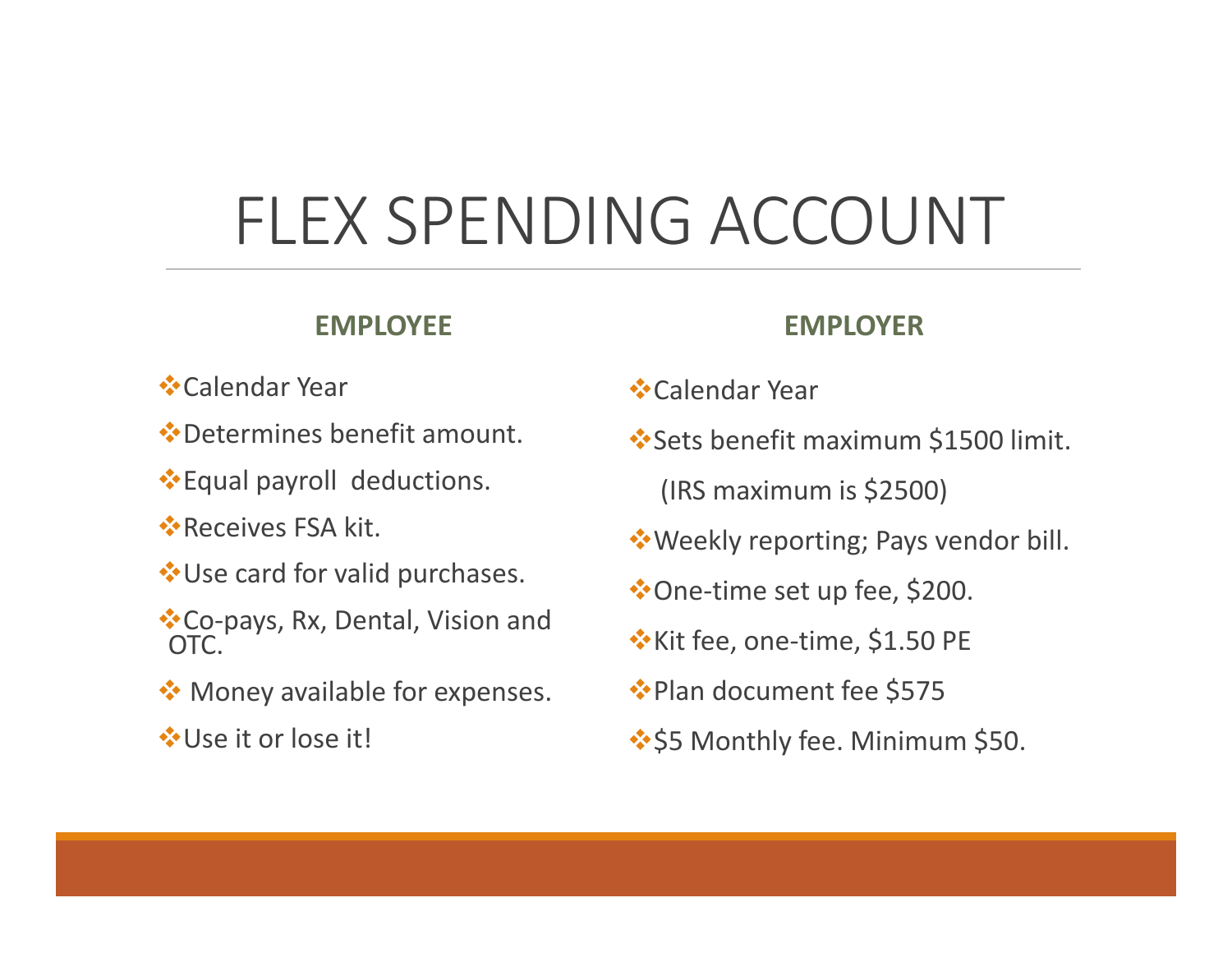# FLEX SPENDING ACCOUNT

**EMPLOYEE**

- Calendar Year
- Determines benefit amount.
- Equal payroll deductions.
- Receives FSA kit.
- Use card for valid purchases.
- Co-pays, Rx, Dental, Vision and OTC.
- Money available for expenses.
- Use it or lose it!

**EMPLOYER**

- Calendar Year
- Sets benefit maximum $1500 limit.
  (IRS maximum is $2500)
- Weekly reporting; Pays vendor bill.
- One-time set up fee, $200.
- Kit fee, one-time, $1.50 PE
- Plan document fee $575
- $5 Monthly fee. Minimum $50.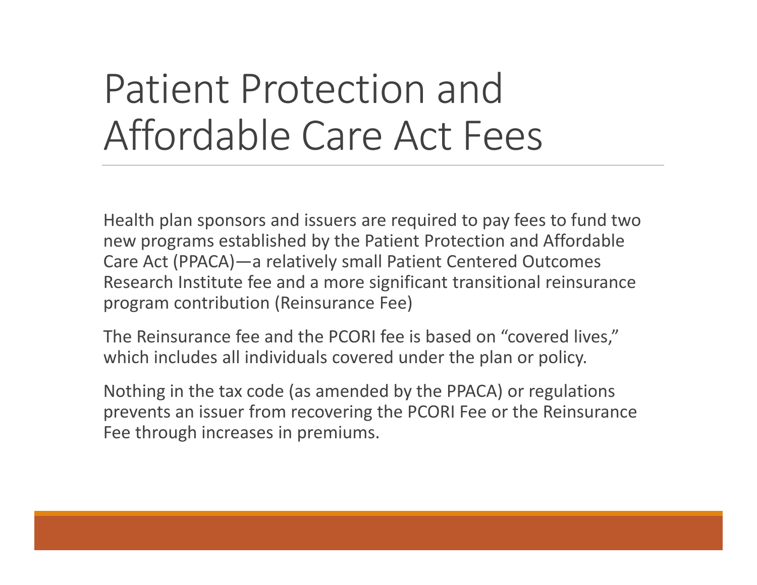# Patient Protection and Affordable Care Act Fees

Health plan sponsors and issuers are required to pay fees to fund two new programs established by the Patient Protection and Affordable Care Act (PPACA)—a relatively small Patient Centered Outcomes Research Institute fee and a more significant transitional reinsurance program contribution (Reinsurance Fee)

The Reinsurance fee and the PCORI fee is based on "covered lives," which includes all individuals covered under the plan or policy.

Nothing in the tax code (as amended by the PPACA) or regulations prevents an issuer from recovering the PCORI Fee or the Reinsurance Fee through increases in premiums.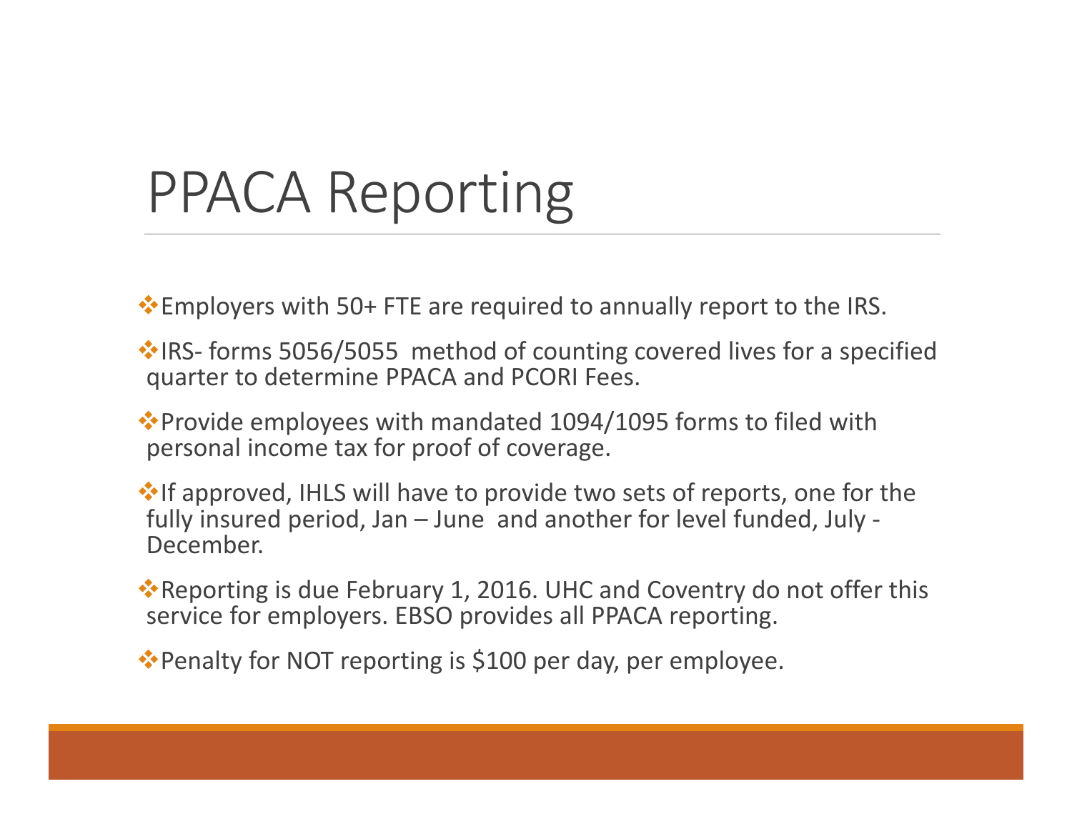# PPACA Reporting

- Employers with 50+ FTE are required to annually report to the IRS.
- IRS- forms 5056/5055 method of counting covered lives for a specified quarter to determine PPACA and PCORI Fees.
- Provide employees with mandated 1094/1095 forms to filed with personal income tax for proof of coverage.
- If approved, IHLS will have to provide two sets of reports, one for the fully insured period, Jan – June and another for level funded, July - December.
- Reporting is due February 1, 2016. UHC and Coventry do not offer this service for employers. EBSO provides all PPACA reporting.
- Penalty for NOT reporting is $100 per day, per employee.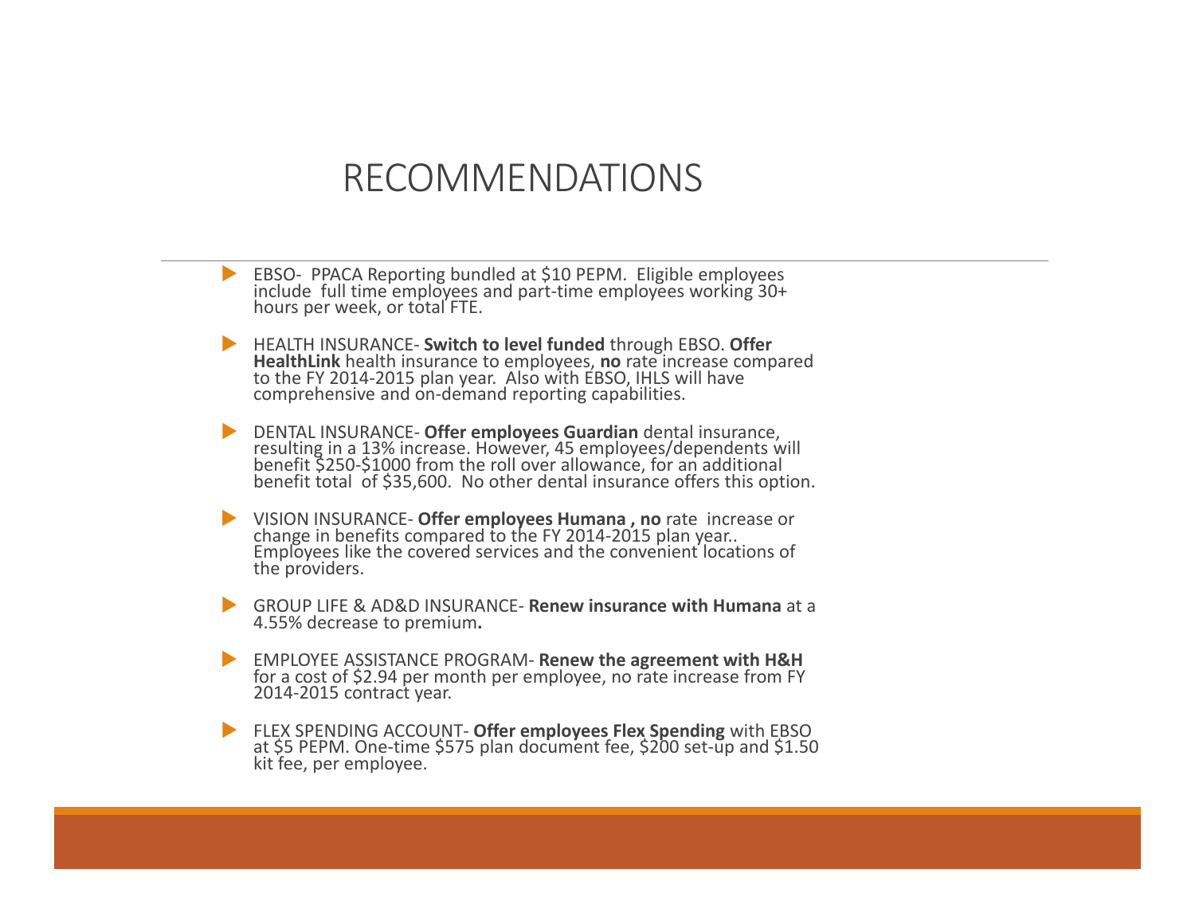# RECOMMENDATIONS

- EBSO- PPACA Reporting bundled at $10 PEPM. Eligible employees include full time employees and part-time employees working 30+ hours per week, or total FTE.
- HEALTH INSURANCE- **Switch to level funded** through EBSO. **Offer HealthLink** health insurance to employees, **no** rate increase compared to the FY 2014-2015 plan year. Also with EBSO, IHLS will have comprehensive and on-demand reporting capabilities.
- DENTAL INSURANCE- **Offer employees Guardian** dental insurance, resulting in a 13% increase. However, 45 employees/dependents will benefit $250-$1000 from the roll over allowance, for an additional benefit total of $35,600. No other dental insurance offers this option.
- VISION INSURANCE- **Offer employees Humana , no** rate increase or change in benefits compared to the FY 2014-2015 plan year.. Employees like the covered services and the convenient locations of the providers.
- GROUP LIFE & AD&D INSURANCE- **Renew insurance with Humana** at a 4.55% decrease to premium**.**
- EMPLOYEE ASSISTANCE PROGRAM- **Renew the agreement with H&H** for a cost of $2.94 per month per employee, no rate increase from FY 2014-2015 contract year.
- FLEX SPENDING ACCOUNT- **Offer employees Flex Spending** with EBSO at $5 PEPM. One-time $575 plan document fee, $200 set-up and $1.50 kit fee, per employee.